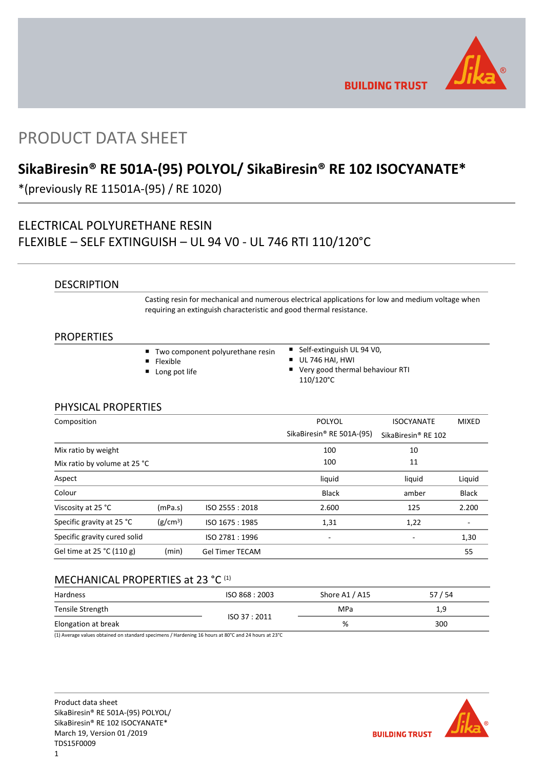# PRODUCT DATA SHEET

## SikaBiresin® RE 501A-(95) POLYOL/ SikaBiresin® RE 102 ISOCYANATE*

*(previously RE 11501A-(95) / RE 1020)

ELECTRICAL POLYURETHANE RESIN
FLEXIBLE – SELF EXTINGUISH – UL 94 V0 - UL 746 RTI 110/120°C

### DESCRIPTION

Casting resin for mechanical and numerous electrical applications for low and medium voltage when requiring an extinguish characteristic and good thermal resistance.

### PROPERTIES

- Two component polyurethane resin
- Flexible
- Long pot life
- Self-extinguish UL 94 V0,
- UL 746 HAI, HWI
- Very good thermal behaviour RTI 110/120°C

### PHYSICAL PROPERTIES

| Composition | | | POLYOL SikaBiresin® RE 501A-(95) | ISOCYANATE SikaBiresin® RE 102 | MIXED |
|---|---|---|---|---|---|
| Mix ratio by weight | | | 100 | 10 | |
| Mix ratio by volume at 25 °C | | | 100 | 11 | |
| Aspect | | | liquid | liquid | Liquid |
| Colour | | | Black | amber | Black |
| Viscosity at 25 °C | (mPa.s) | ISO 2555 : 2018 | 2.600 | 125 | 2.200 |
| Specific gravity at 25 °C | ($g/cm^3$) | ISO 1675 : 1985 | 1,31 | 1,22 | - |
| Specific gravity cured solid | | ISO 2781 : 1996 | - | - | 1,30 |
| Gel time at 25 °C (110 g) | (min) | Gel Timer TECAM | | | 55 |

### MECHANICAL PROPERTIES at 23 °C (1)

| Hardness | ISO 868 : 2003 | Shore A1 / A15 | 57 / 54 |
|---|---|---|---|
| Tensile Strength | ISO 37 : 2011 | MPa | 1,9 |
| Elongation at break | ISO 37 : 2011 | % | 300 |

(1) Average values obtained on standard specimens / Hardening 16 hours at 80°C and 24 hours at 23°C

Product data sheet
SikaBiresin® RE 501A-(95) POLYOL/
SikaBiresin® RE 102 ISOCYANATE*
March 19, Version 01 /2019
TDS15F0009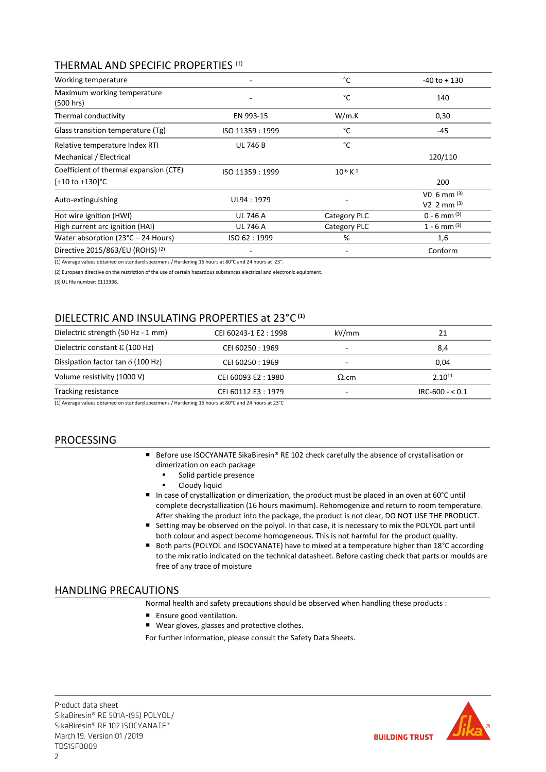## THERMAL AND SPECIFIC PROPERTIES [(1)]

| Property | Standard | Unit | Value |
|---|---|---|---|
| Working temperature | - | °C | -40 to + 130 |
| Maximum working temperature (500 hrs) | - | °C | 140 |
| Thermal conductivity | EN 993-15 | W/m.K | 0,30 |
| Glass transition temperature (Tg) | ISO 11359 : 1999 | °C | -45 |
| Relative temperature Index RTI Mechanical / Electrical | UL 746 B | °C | 120/110 |
| Coefficient of thermal expansion (CTE) [+10 to +130]°C | ISO 11359 : 1999 | $10^{-6}$ $K^{-1}$ | 200 |
| Auto-extinguishing | UL94 : 1979 | - | V0 6 mm [(3)] V2 2 mm [(3)] |
| Hot wire ignition (HWI) | UL 746 A | Category PLC | 0 - 6 mm [(3)] |
| High current arc ignition (HAI) | UL 746 A | Category PLC | 1 - 6 mm [(3)] |
| Water absorption (23°C – 24 Hours) | ISO 62 : 1999 | % | 1,6 |
| Directive 2015/863/EU (ROHS) [(2)] | - | - | Conform |

(1) Average values obtained on standard specimens / Hardening 16 hours at 80°C and 24 hours at 23°.

(2) European directive on the restriction of the use of certain hazardous substances electrical and electronic equipment.

(3) UL file number: E113398.

## DIELECTRIC AND INSULATING PROPERTIES at 23°C [(1)]

| Property | Standard | Unit | Value |
|---|---|---|---|
| Dielectric strength (50 Hz - 1 mm) | CEI 60243-1 E2 : 1998 | kV/mm | 21 |
| Dielectric constant $\varepsilon$ (100 Hz) | CEI 60250 : 1969 | - | 8,4 |
| Dissipation factor tan $\delta$ (100 Hz) | CEI 60250 : 1969 | - | 0,04 |
| Volume resistivity (1000 V) | CEI 60093 E2 : 1980 | $\Omega$.cm | $2.10^{11}$ |
| Tracking resistance | CEI 60112 E3 : 1979 | - | IRC-600 - < 0.1 |

(1) Average values obtained on standard specimens / Hardening 16 hours at 80°C and 24 hours at 23°C

## PROCESSING

- Before use ISOCYANATE SikaBiresin® RE 102 check carefully the absence of crystallisation or dimerization on each package
  - Solid particle presence
  - Cloudy liquid
- In case of crystallization or dimerization, the product must be placed in an oven at 60°C until complete decrystallization (16 hours maximum). Rehomogenize and return to room temperature. After shaking the product into the package, the product is not clear, DO NOT USE THE PRODUCT.
- Setting may be observed on the polyol. In that case, it is necessary to mix the POLYOL part until both colour and aspect become homogeneous. This is not harmful for the product quality.
- Both parts (POLYOL and ISOCYANATE) have to mixed at a temperature higher than 18°C according to the mix ratio indicated on the technical datasheet. Before casting check that parts or moulds are free of any trace of moisture

## HANDLING PRECAUTIONS

Normal health and safety precautions should be observed when handling these products :

- Ensure good ventilation.
- Wear gloves, glasses and protective clothes.

For further information, please consult the Safety Data Sheets.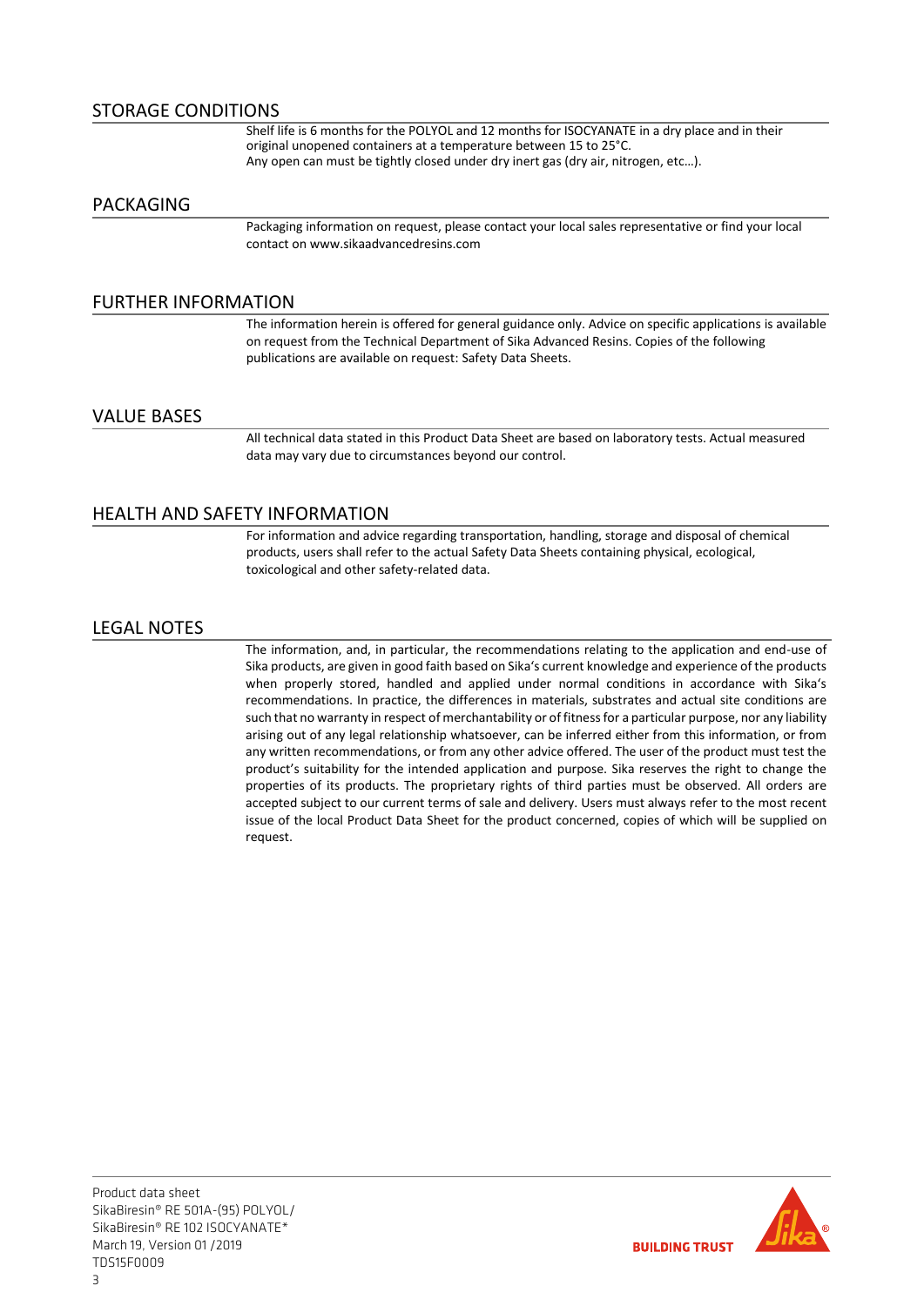## STORAGE CONDITIONS

Shelf life is 6 months for the POLYOL and 12 months for ISOCYANATE in a dry place and in their original unopened containers at a temperature between 15 to 25°C.
Any open can must be tightly closed under dry inert gas (dry air, nitrogen, etc…).

## PACKAGING

Packaging information on request, please contact your local sales representative or find your local contact on www.sikaadvancedresins.com

## FURTHER INFORMATION

The information herein is offered for general guidance only. Advice on specific applications is available on request from the Technical Department of Sika Advanced Resins. Copies of the following publications are available on request: Safety Data Sheets.

## VALUE BASES

All technical data stated in this Product Data Sheet are based on laboratory tests. Actual measured data may vary due to circumstances beyond our control.

## HEALTH AND SAFETY INFORMATION

For information and advice regarding transportation, handling, storage and disposal of chemical products, users shall refer to the actual Safety Data Sheets containing physical, ecological, toxicological and other safety-related data.

## LEGAL NOTES

The information, and, in particular, the recommendations relating to the application and end-use of Sika products, are given in good faith based on Sika's current knowledge and experience of the products when properly stored, handled and applied under normal conditions in accordance with Sika's recommendations. In practice, the differences in materials, substrates and actual site conditions are such that no warranty in respect of merchantability or of fitness for a particular purpose, nor any liability arising out of any legal relationship whatsoever, can be inferred either from this information, or from any written recommendations, or from any other advice offered. The user of the product must test the product's suitability for the intended application and purpose. Sika reserves the right to change the properties of its products. The proprietary rights of third parties must be observed. All orders are accepted subject to our current terms of sale and delivery. Users must always refer to the most recent issue of the local Product Data Sheet for the product concerned, copies of which will be supplied on request.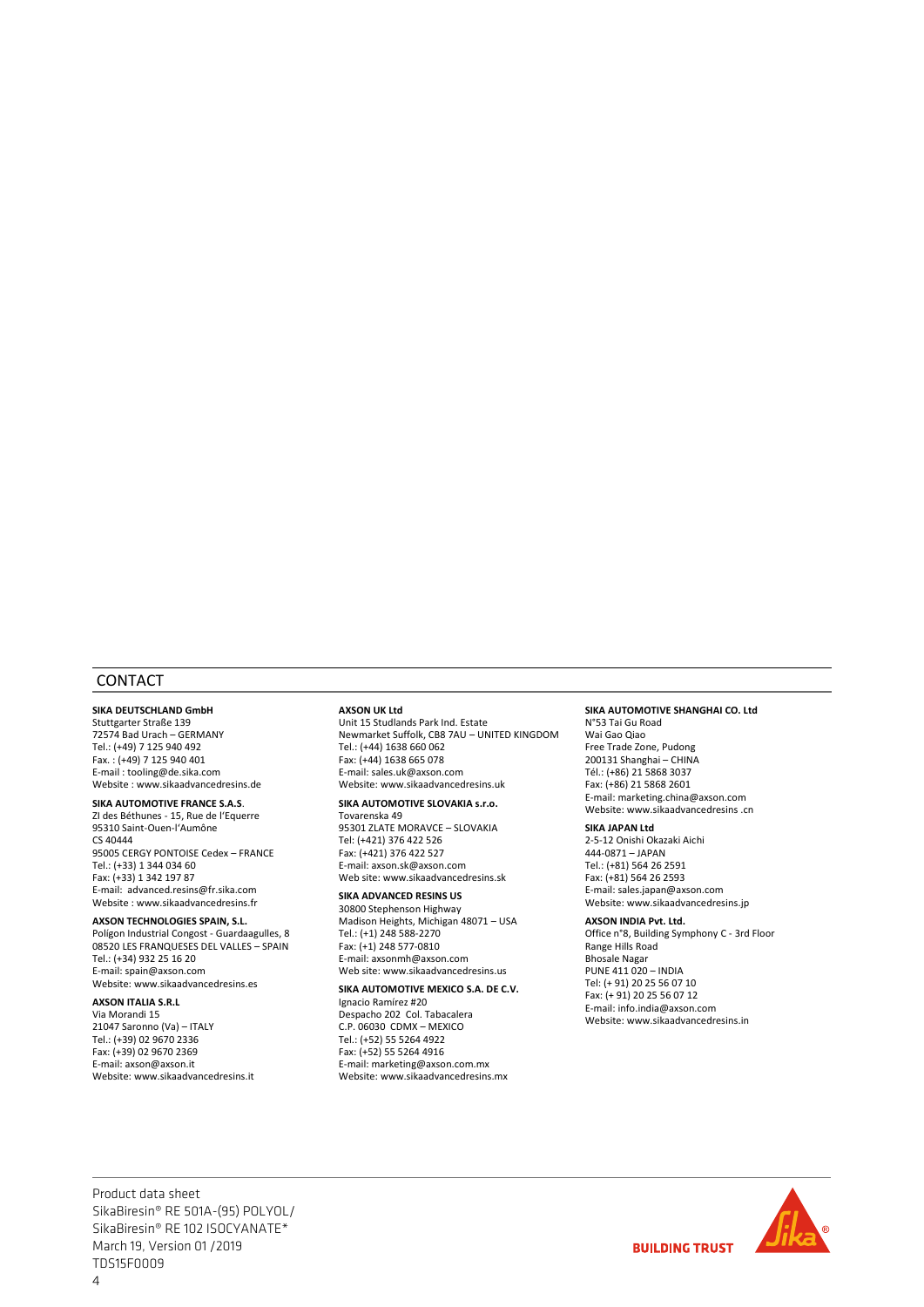## CONTACT

**SIKA DEUTSCHLAND GmbH**
Stuttgarter Straße 139
72574 Bad Urach – GERMANY
Tel.: (+49) 7 125 940 492
Fax. : (+49) 7 125 940 401
E-mail : tooling@de.sika.com
Website : www.sikaadvancedresins.de

**SIKA AUTOMOTIVE FRANCE S.A.S.**
ZI des Béthunes - 15, Rue de l'Equerre
95310 Saint-Ouen-l'Aumône
CS 40444
95005 CERGY PONTOISE Cedex – FRANCE
Tel.: (+33) 1 344 034 60
Fax: (+33) 1 342 197 87
E-mail: advanced.resins@fr.sika.com
Website : www.sikaadvancedresins.fr

**AXSON TECHNOLOGIES SPAIN, S.L.**
Polígon Industrial Congost - Guardaagulles, 8
08520 LES FRANQUESES DEL VALLES – SPAIN
Tel.: (+34) 932 25 16 20
E-mail: spain@axson.com
Website: www.sikaadvancedresins.es

**AXSON ITALIA S.R.L**
Via Morandi 15
21047 Saronno (Va) – ITALY
Tel.: (+39) 02 9670 2336
Fax: (+39) 02 9670 2369
E-mail: axson@axson.it
Website: www.sikaadvancedresins.it

**AXSON UK Ltd**
Unit 15 Studlands Park Ind. Estate
Newmarket Suffolk, CB8 7AU – UNITED KINGDOM
Tel.: (+44) 1638 660 062
Fax: (+44) 1638 665 078
E-mail: sales.uk@axson.com
Website: www.sikaadvancedresins.uk

**SIKA AUTOMOTIVE SLOVAKIA s.r.o.**
Tovarenska 49
95301 ZLATE MORAVCE – SLOVAKIA
Tel: (+421) 376 422 526
Fax: (+421) 376 422 527
E-mail: axson.sk@axson.com
Web site: www.sikaadvancedresins.sk

**SIKA ADVANCED RESINS US**
30800 Stephenson Highway
Madison Heights, Michigan 48071 – USA
Tel.: (+1) 248 588-2270
Fax: (+1) 248 577-0810
E-mail: axsonmh@axson.com
Web site: www.sikaadvancedresins.us

**SIKA AUTOMOTIVE MEXICO S.A. DE C.V.**
Ignacio Ramírez #20
Despacho 202 Col. Tabacalera
C.P. 06030 CDMX – MEXICO
Tel.: (+52) 55 5264 4922
Fax: (+52) 55 5264 4916
E-mail: marketing@axson.com.mx
Website: www.sikaadvancedresins.mx

**SIKA AUTOMOTIVE SHANGHAI CO. Ltd**
N°53 Tai Gu Road
Wai Gao Qiao
Free Trade Zone, Pudong
200131 Shanghai – CHINA
Tél.: (+86) 21 5868 3037
Fax: (+86) 21 5868 2601
E-mail: marketing.china@axson.com
Website: www.sikaadvancedresins .cn

**SIKA JAPAN Ltd**
2-5-12 Onishi Okazaki Aichi
444-0871 – JAPAN
Tel.: (+81) 564 26 2591
Fax: (+81) 564 26 2593
E-mail: sales.japan@axson.com
Website: www.sikaadvancedresins.jp

**AXSON INDIA Pvt. Ltd.**
Office n°8, Building Symphony C - 3rd Floor
Range Hills Road
Bhosale Nagar
PUNE 411 020 – INDIA
Tel: (+ 91) 20 25 56 07 10
Fax: (+ 91) 20 25 56 07 12
E-mail: info.india@axson.com
Website: www.sikaadvancedresins.in